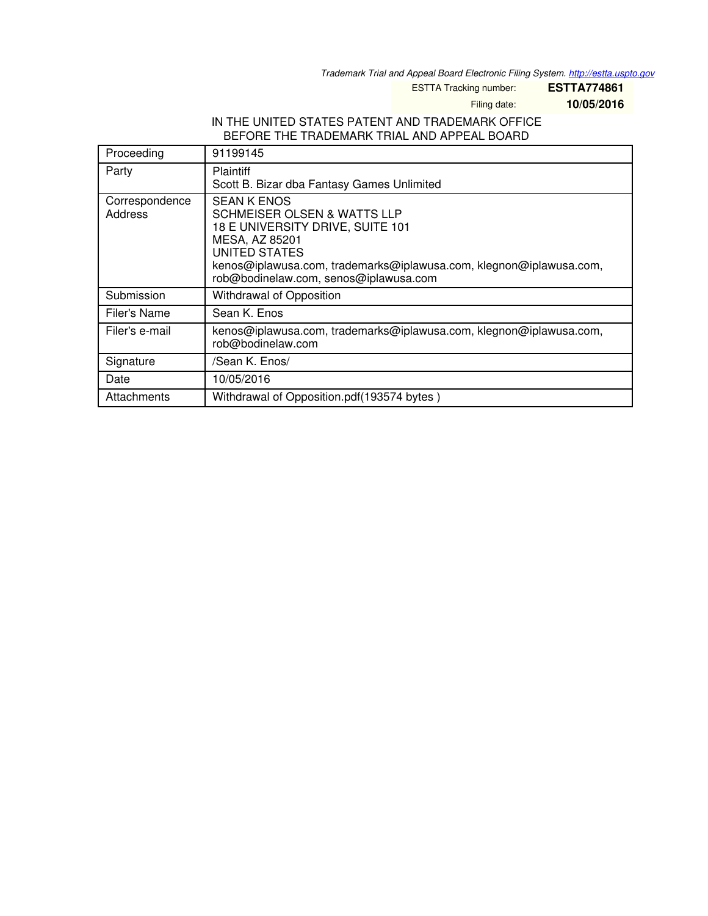Trademark Trial and Appeal Board Electronic Filing System. http://estta.uspto.gov

ESTTA Tracking number: **ESTTA774861**

Filing date: **10/05/2016**

IN THE UNITED STATES PATENT AND TRADEMARK OFFICE
BEFORE THE TRADEMARK TRIAL AND APPEAL BOARD

| | |
|---|---|
| Proceeding | 91199145 |
| Party | Plaintiff<br>Scott B. Bizar dba Fantasy Games Unlimited |
| Correspondence Address | SEAN K ENOS<br>SCHMEISER OLSEN & WATTS LLP<br>18 E UNIVERSITY DRIVE, SUITE 101<br>MESA, AZ 85201<br>UNITED STATES<br>kenos@iplawusa.com, trademarks@iplawusa.com, klegnon@iplawusa.com, rob@bodinelaw.com, senos@iplawusa.com |
| Submission | Withdrawal of Opposition |
| Filer's Name | Sean K. Enos |
| Filer's e-mail | kenos@iplawusa.com, trademarks@iplawusa.com, klegnon@iplawusa.com, rob@bodinelaw.com |
| Signature | /Sean K. Enos/ |
| Date | 10/05/2016 |
| Attachments | Withdrawal of Opposition.pdf(193574 bytes ) |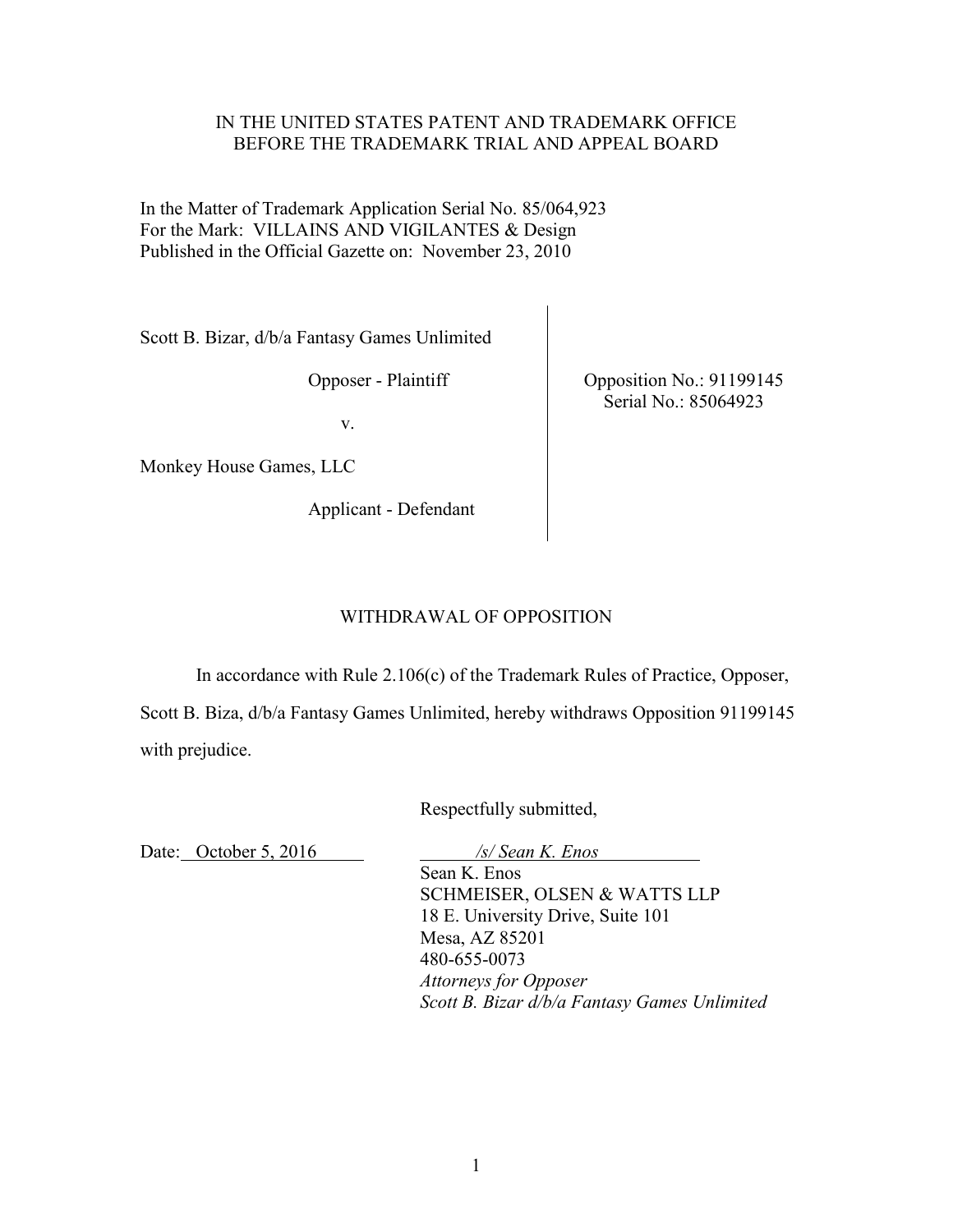IN THE UNITED STATES PATENT AND TRADEMARK OFFICE
BEFORE THE TRADEMARK TRIAL AND APPEAL BOARD

In the Matter of Trademark Application Serial No. 85/064,923
For the Mark: VILLAINS AND VIGILANTES & Design
Published in the Official Gazette on: November 23, 2010

| | |
|---|---|
| Scott B. Bizar, d/b/a Fantasy Games Unlimited<br><br>Opposer - Plaintiff<br><br>v.<br><br>Monkey House Games, LLC<br><br>Applicant - Defendant | Opposition No.: 91199145<br>Serial No.: 85064923 |

## WITHDRAWAL OF OPPOSITION

In accordance with Rule 2.106(c) of the Trademark Rules of Practice, Opposer, Scott B. Biza, d/b/a Fantasy Games Unlimited, hereby withdraws Opposition 91199145 with prejudice.

Respectfully submitted,

Date: October 5, 2016

*/s/ Sean K. Enos*
Sean K. Enos
SCHMEISER, OLSEN & WATTS LLP
18 E. University Drive, Suite 101
Mesa, AZ 85201
480-655-0073
*Attorneys for Opposer*
*Scott B. Bizar d/b/a Fantasy Games Unlimited*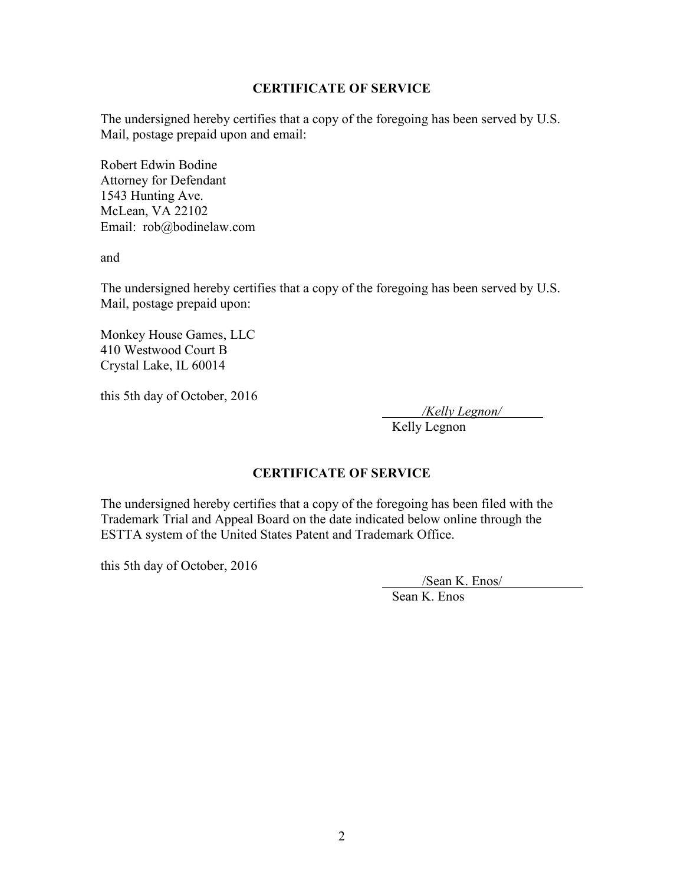## CERTIFICATE OF SERVICE

The undersigned hereby certifies that a copy of the foregoing has been served by U.S. Mail, postage prepaid upon and email:

Robert Edwin Bodine
Attorney for Defendant
1543 Hunting Ave.
McLean, VA 22102
Email: rob@bodinelaw.com

and

The undersigned hereby certifies that a copy of the foregoing has been served by U.S. Mail, postage prepaid upon:

Monkey House Games, LLC
410 Westwood Court B
Crystal Lake, IL 60014

this 5th day of October, 2016

*/Kelly Legnon/*
Kelly Legnon

## CERTIFICATE OF SERVICE

The undersigned hereby certifies that a copy of the foregoing has been filed with the Trademark Trial and Appeal Board on the date indicated below online through the ESTTA system of the United States Patent and Trademark Office.

this 5th day of October, 2016

/Sean K. Enos/
Sean K. Enos